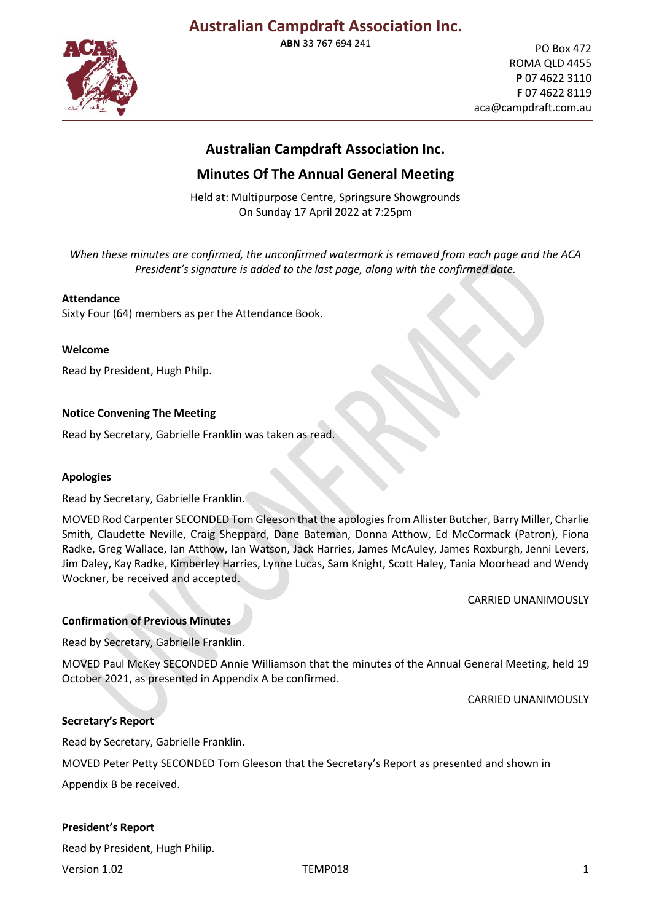# Australian Campdraft Association Inc.

**ABN** 33 767 694 241

PO Box 472
ROMA QLD 4455
**P** 07 4622 3110
**F** 07 4622 8119
aca@campdraft.com.au

## Australian Campdraft Association Inc.

## Minutes Of The Annual General Meeting

Held at: Multipurpose Centre, Springsure Showgrounds
On Sunday 17 April 2022 at 7:25pm

*When these minutes are confirmed, the unconfirmed watermark is removed from each page and the ACA President's signature is added to the last page, along with the confirmed date.*

**Attendance**

Sixty Four (64) members as per the Attendance Book.

**Welcome**

Read by President, Hugh Philp.

**Notice Convening The Meeting**

Read by Secretary, Gabrielle Franklin was taken as read.

**Apologies**

Read by Secretary, Gabrielle Franklin.

MOVED Rod Carpenter SECONDED Tom Gleeson that the apologies from Allister Butcher, Barry Miller, Charlie Smith, Claudette Neville, Craig Sheppard, Dane Bateman, Donna Atthow, Ed McCormack (Patron), Fiona Radke, Greg Wallace, Ian Atthow, Ian Watson, Jack Harries, James McAuley, James Roxburgh, Jenni Levers, Jim Daley, Kay Radke, Kimberley Harries, Lynne Lucas, Sam Knight, Scott Haley, Tania Moorhead and Wendy Wockner, be received and accepted.

CARRIED UNANIMOUSLY

**Confirmation of Previous Minutes**

Read by Secretary, Gabrielle Franklin.

MOVED Paul McKey SECONDED Annie Williamson that the minutes of the Annual General Meeting, held 19 October 2021, as presented in Appendix A be confirmed.

CARRIED UNANIMOUSLY

**Secretary's Report**

Read by Secretary, Gabrielle Franklin.

MOVED Peter Petty SECONDED Tom Gleeson that the Secretary's Report as presented and shown in Appendix B be received.

**President's Report**

Read by President, Hugh Philp.

Version 1.02 TEMP018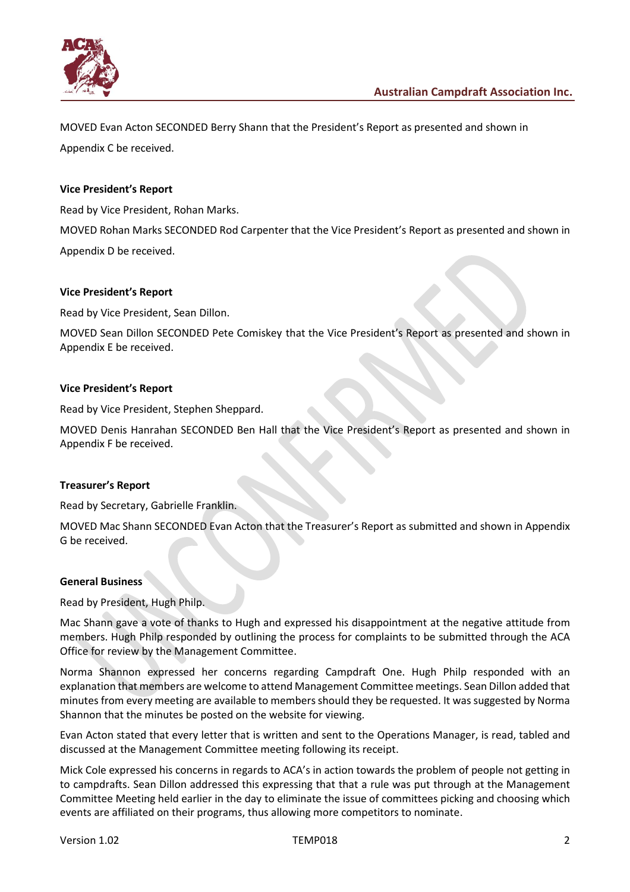MOVED Evan Acton SECONDED Berry Shann that the President's Report as presented and shown in Appendix C be received.

**Vice President's Report**

Read by Vice President, Rohan Marks.

MOVED Rohan Marks SECONDED Rod Carpenter that the Vice President's Report as presented and shown in Appendix D be received.

**Vice President's Report**

Read by Vice President, Sean Dillon.

MOVED Sean Dillon SECONDED Pete Comiskey that the Vice President's Report as presented and shown in Appendix E be received.

**Vice President's Report**

Read by Vice President, Stephen Sheppard.

MOVED Denis Hanrahan SECONDED Ben Hall that the Vice President's Report as presented and shown in Appendix F be received.

**Treasurer's Report**

Read by Secretary, Gabrielle Franklin.

MOVED Mac Shann SECONDED Evan Acton that the Treasurer's Report as submitted and shown in Appendix G be received.

**General Business**

Read by President, Hugh Philp.

Mac Shann gave a vote of thanks to Hugh and expressed his disappointment at the negative attitude from members. Hugh Philp responded by outlining the process for complaints to be submitted through the ACA Office for review by the Management Committee.

Norma Shannon expressed her concerns regarding Campdraft One. Hugh Philp responded with an explanation that members are welcome to attend Management Committee meetings. Sean Dillon added that minutes from every meeting are available to members should they be requested. It was suggested by Norma Shannon that the minutes be posted on the website for viewing.

Evan Acton stated that every letter that is written and sent to the Operations Manager, is read, tabled and discussed at the Management Committee meeting following its receipt.

Mick Cole expressed his concerns in regards to ACA's in action towards the problem of people not getting in to campdrafts. Sean Dillon addressed this expressing that that a rule was put through at the Management Committee Meeting held earlier in the day to eliminate the issue of committees picking and choosing which events are affiliated on their programs, thus allowing more competitors to nominate.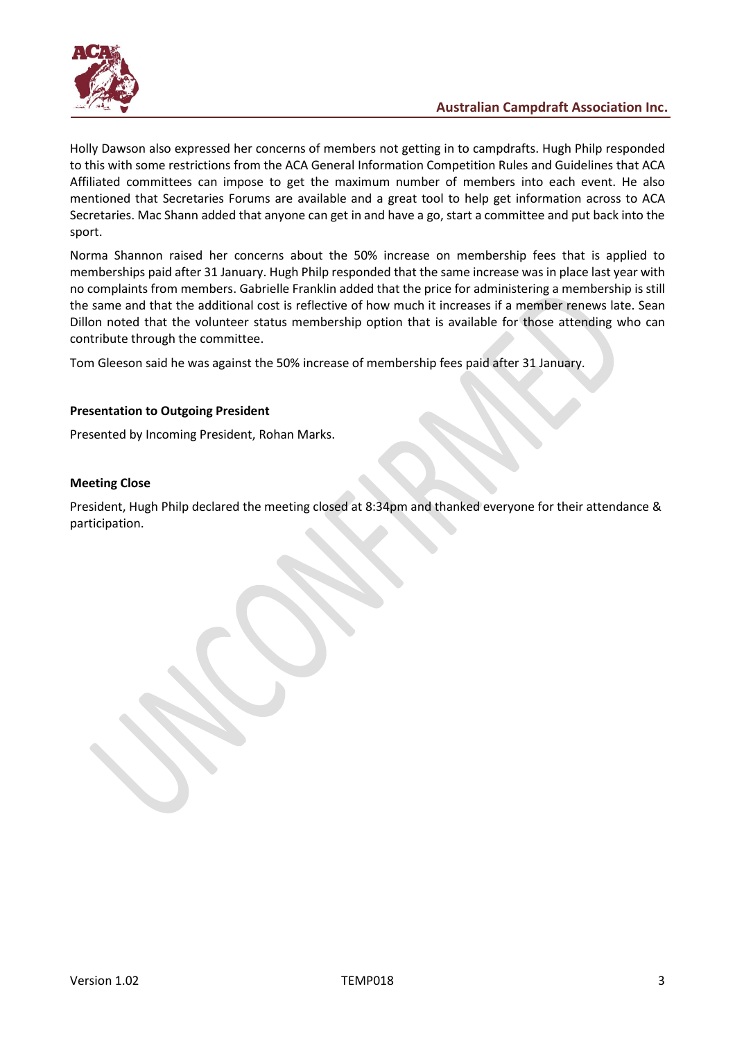Holly Dawson also expressed her concerns of members not getting in to campdrafts. Hugh Philp responded to this with some restrictions from the ACA General Information Competition Rules and Guidelines that ACA Affiliated committees can impose to get the maximum number of members into each event. He also mentioned that Secretaries Forums are available and a great tool to help get information across to ACA Secretaries. Mac Shann added that anyone can get in and have a go, start a committee and put back into the sport.

Norma Shannon raised her concerns about the 50% increase on membership fees that is applied to memberships paid after 31 January. Hugh Philp responded that the same increase was in place last year with no complaints from members. Gabrielle Franklin added that the price for administering a membership is still the same and that the additional cost is reflective of how much it increases if a member renews late. Sean Dillon noted that the volunteer status membership option that is available for those attending who can contribute through the committee.

Tom Gleeson said he was against the 50% increase of membership fees paid after 31 January.

**Presentation to Outgoing President**

Presented by Incoming President, Rohan Marks.

**Meeting Close**

President, Hugh Philp declared the meeting closed at 8:34pm and thanked everyone for their attendance & participation.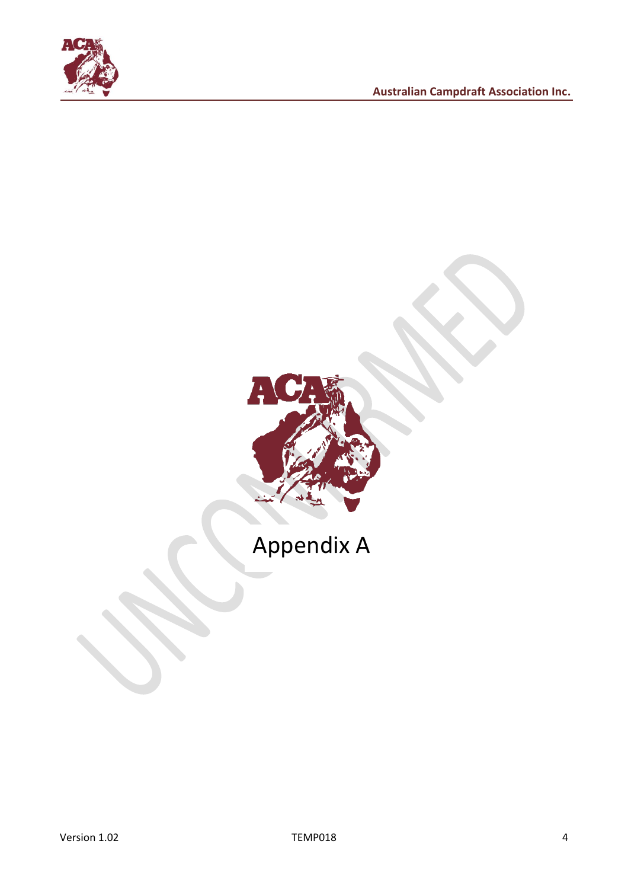# Appendix A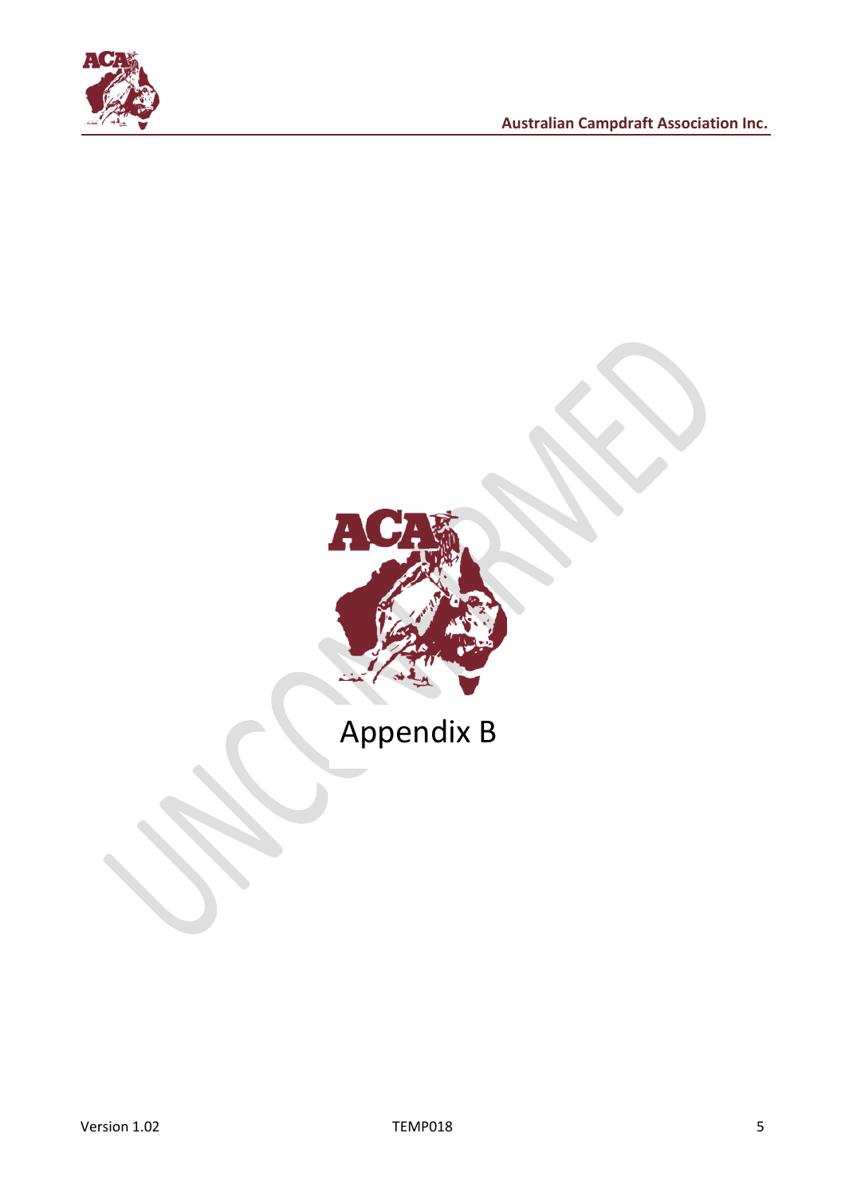# Appendix B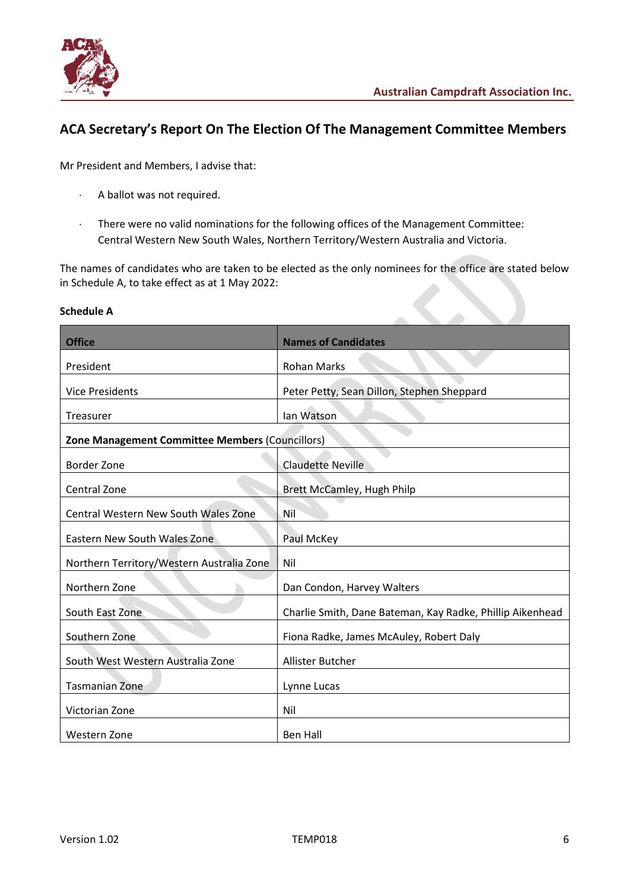## ACA Secretary's Report On The Election Of The Management Committee Members

Mr President and Members, I advise that:

- A ballot was not required.
- There were no valid nominations for the following offices of the Management Committee: Central Western New South Wales, Northern Territory/Western Australia and Victoria.

The names of candidates who are taken to be elected as the only nominees for the office are stated below in Schedule A, to take effect as at 1 May 2022:

**Schedule A**

| Office | Names of Candidates |
|---|---|
| President | Rohan Marks |
| Vice Presidents | Peter Petty, Sean Dillon, Stephen Sheppard |
| Treasurer | Ian Watson |
| **Zone Management Committee Members** (Councillors) | |
| Border Zone | Claudette Neville |
| Central Zone | Brett McCamley, Hugh Philp |
| Central Western New South Wales Zone | Nil |
| Eastern New South Wales Zone | Paul McKey |
| Northern Territory/Western Australia Zone | Nil |
| Northern Zone | Dan Condon, Harvey Walters |
| South East Zone | Charlie Smith, Dane Bateman, Kay Radke, Phillip Aikenhead |
| Southern Zone | Fiona Radke, James McAuley, Robert Daly |
| South West Western Australia Zone | Allister Butcher |
| Tasmanian Zone | Lynne Lucas |
| Victorian Zone | Nil |
| Western Zone | Ben Hall |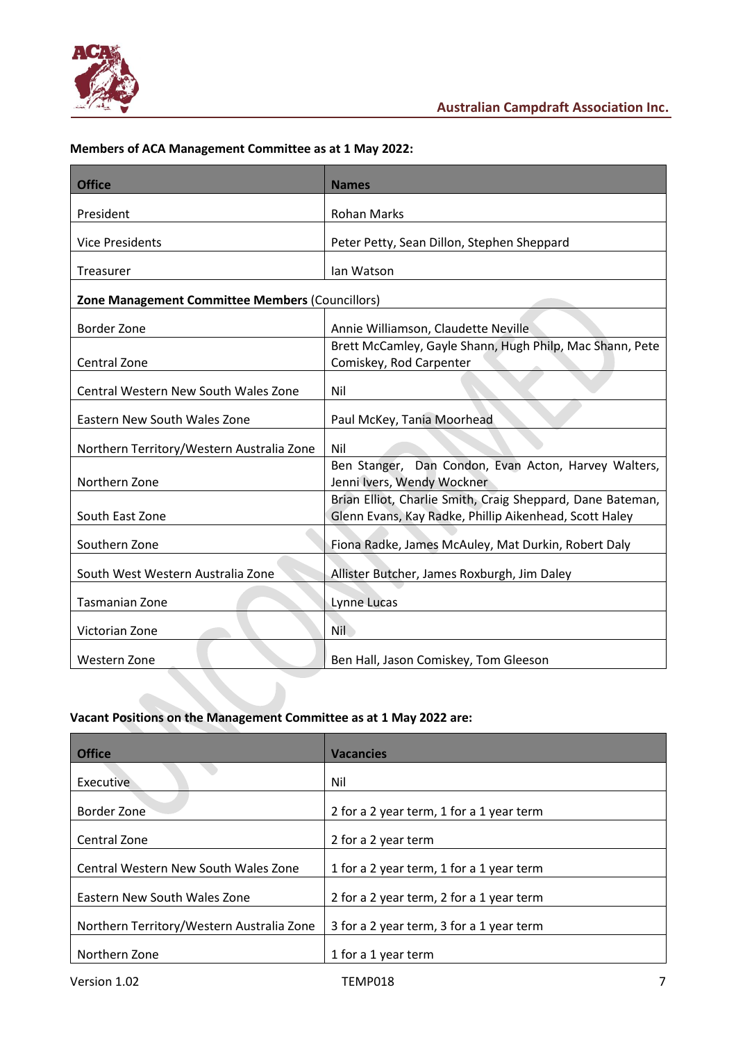**Members of ACA Management Committee as at 1 May 2022:**

| Office | Names |
|---|---|
| President | Rohan Marks |
| Vice Presidents | Peter Petty, Sean Dillon, Stephen Sheppard |
| Treasurer | Ian Watson |
| **Zone Management Committee Members** (Councillors) | |
| Border Zone | Annie Williamson, Claudette Neville |
| Central Zone | Brett McCamley, Gayle Shann, Hugh Philp, Mac Shann, Pete Comiskey, Rod Carpenter |
| Central Western New South Wales Zone | Nil |
| Eastern New South Wales Zone | Paul McKey, Tania Moorhead |
| Northern Territory/Western Australia Zone | Nil |
| Northern Zone | Ben Stanger, Dan Condon, Evan Acton, Harvey Walters, Jenni Ivers, Wendy Wockner |
| South East Zone | Brian Elliot, Charlie Smith, Craig Sheppard, Dane Bateman, Glenn Evans, Kay Radke, Phillip Aikenhead, Scott Haley |
| Southern Zone | Fiona Radke, James McAuley, Mat Durkin, Robert Daly |
| South West Western Australia Zone | Allister Butcher, James Roxburgh, Jim Daley |
| Tasmanian Zone | Lynne Lucas |
| Victorian Zone | Nil |
| Western Zone | Ben Hall, Jason Comiskey, Tom Gleeson |

**Vacant Positions on the Management Committee as at 1 May 2022 are:**

| Office | Vacancies |
|---|---|
| Executive | Nil |
| Border Zone | 2 for a 2 year term, 1 for a 1 year term |
| Central Zone | 2 for a 2 year term |
| Central Western New South Wales Zone | 1 for a 2 year term, 1 for a 1 year term |
| Eastern New South Wales Zone | 2 for a 2 year term, 2 for a 1 year term |
| Northern Territory/Western Australia Zone | 3 for a 2 year term, 3 for a 1 year term |
| Northern Zone | 1 for a 1 year term |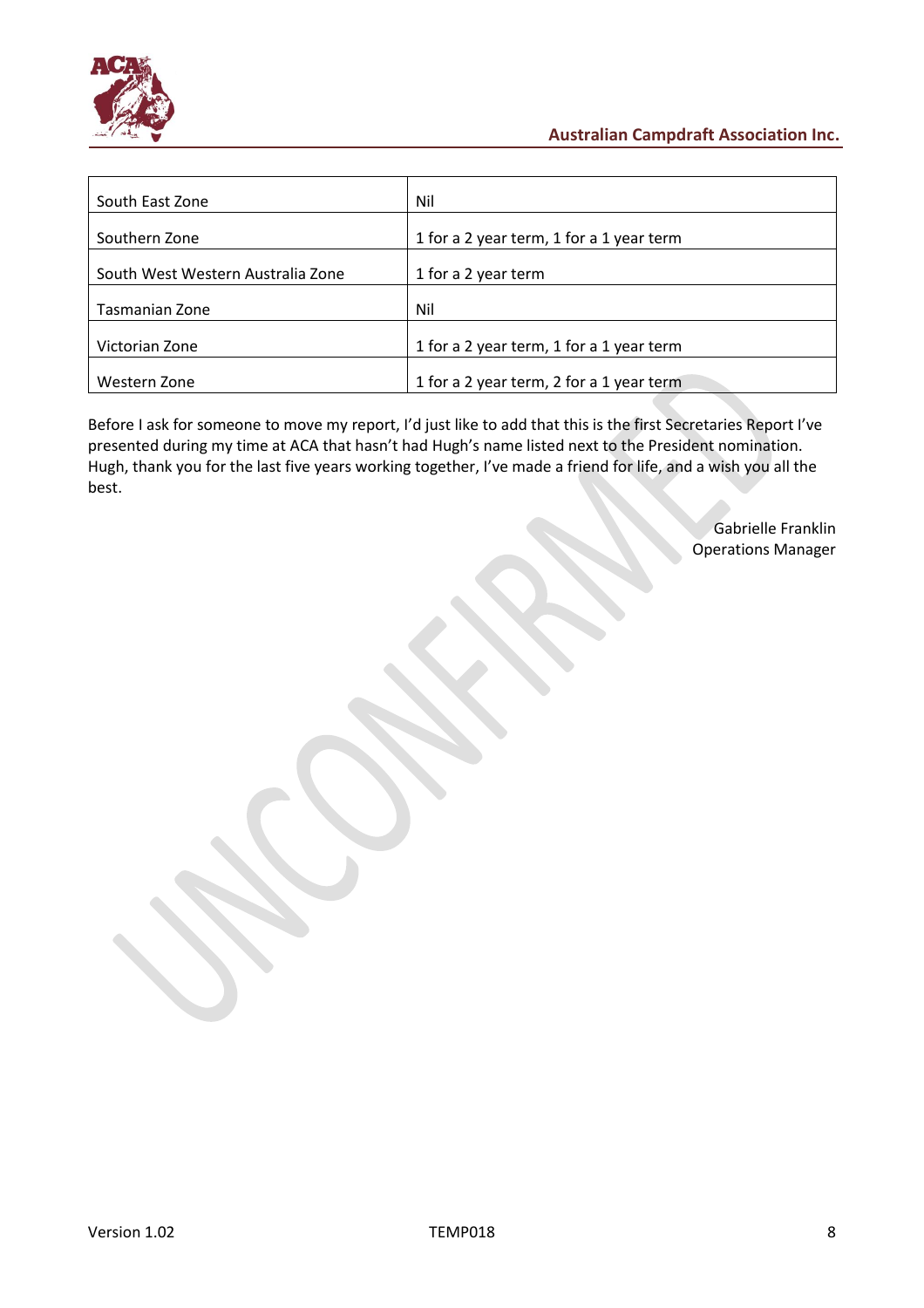| South East Zone | Nil |
|---|---|
| Southern Zone | 1 for a 2 year term, 1 for a 1 year term |
| South West Western Australia Zone | 1 for a 2 year term |
| Tasmanian Zone | Nil |
| Victorian Zone | 1 for a 2 year term, 1 for a 1 year term |
| Western Zone | 1 for a 2 year term, 2 for a 1 year term |

Before I ask for someone to move my report, I'd just like to add that this is the first Secretaries Report I've presented during my time at ACA that hasn't had Hugh's name listed next to the President nomination. Hugh, thank you for the last five years working together, I've made a friend for life, and a wish you all the best.

Gabrielle Franklin
Operations Manager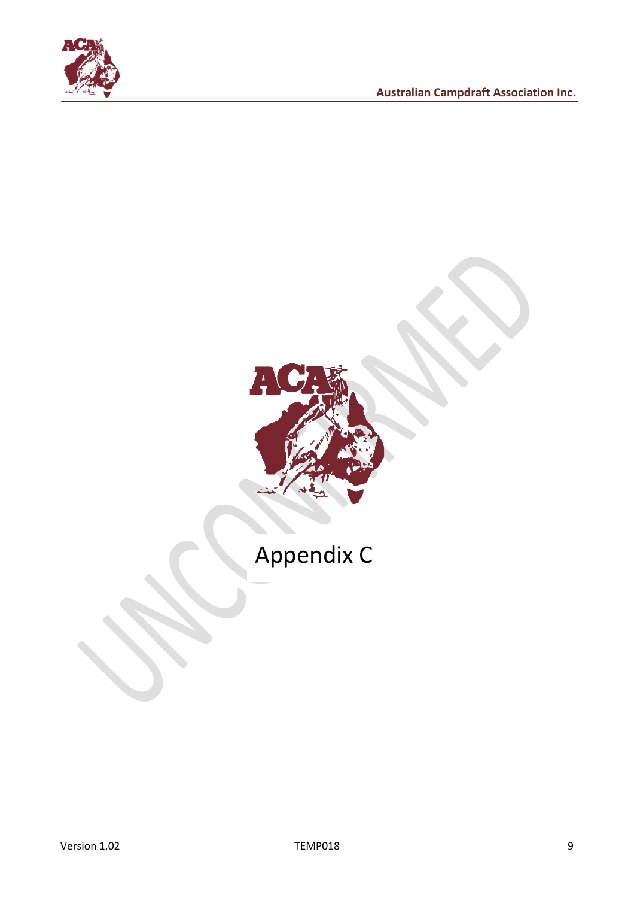# Appendix C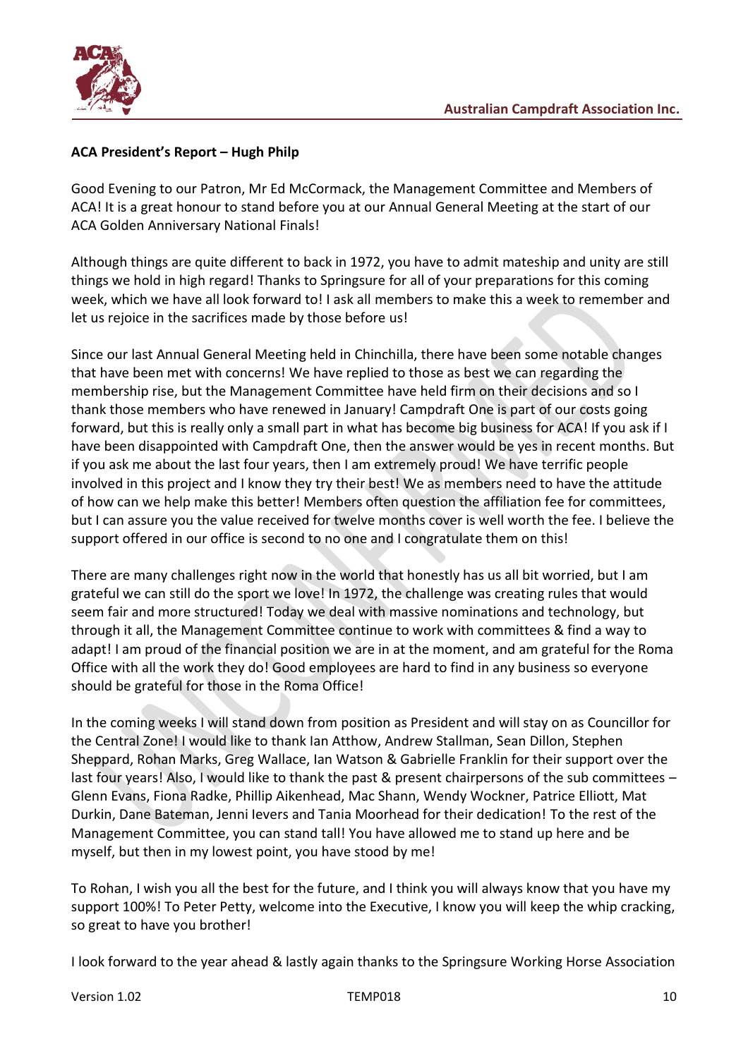**ACA President's Report – Hugh Philp**

Good Evening to our Patron, Mr Ed McCormack, the Management Committee and Members of ACA! It is a great honour to stand before you at our Annual General Meeting at the start of our ACA Golden Anniversary National Finals!

Although things are quite different to back in 1972, you have to admit mateship and unity are still things we hold in high regard! Thanks to Springsure for all of your preparations for this coming week, which we have all look forward to! I ask all members to make this a week to remember and let us rejoice in the sacrifices made by those before us!

Since our last Annual General Meeting held in Chinchilla, there have been some notable changes that have been met with concerns! We have replied to those as best we can regarding the membership rise, but the Management Committee have held firm on their decisions and so I thank those members who have renewed in January! Campdraft One is part of our costs going forward, but this is really only a small part in what has become big business for ACA! If you ask if I have been disappointed with Campdraft One, then the answer would be yes in recent months. But if you ask me about the last four years, then I am extremely proud! We have terrific people involved in this project and I know they try their best! We as members need to have the attitude of how can we help make this better! Members often question the affiliation fee for committees, but I can assure you the value received for twelve months cover is well worth the fee. I believe the support offered in our office is second to no one and I congratulate them on this!

There are many challenges right now in the world that honestly has us all bit worried, but I am grateful we can still do the sport we love! In 1972, the challenge was creating rules that would seem fair and more structured! Today we deal with massive nominations and technology, but through it all, the Management Committee continue to work with committees & find a way to adapt! I am proud of the financial position we are in at the moment, and am grateful for the Roma Office with all the work they do! Good employees are hard to find in any business so everyone should be grateful for those in the Roma Office!

In the coming weeks I will stand down from position as President and will stay on as Councillor for the Central Zone! I would like to thank Ian Atthow, Andrew Stallman, Sean Dillon, Stephen Sheppard, Rohan Marks, Greg Wallace, Ian Watson & Gabrielle Franklin for their support over the last four years! Also, I would like to thank the past & present chairpersons of the sub committees – Glenn Evans, Fiona Radke, Phillip Aikenhead, Mac Shann, Wendy Wockner, Patrice Elliott, Mat Durkin, Dane Bateman, Jenni Ievers and Tania Moorhead for their dedication! To the rest of the Management Committee, you can stand tall! You have allowed me to stand up here and be myself, but then in my lowest point, you have stood by me!

To Rohan, I wish you all the best for the future, and I think you will always know that you have my support 100%! To Peter Petty, welcome into the Executive, I know you will keep the whip cracking, so great to have you brother!

I look forward to the year ahead & lastly again thanks to the Springsure Working Horse Association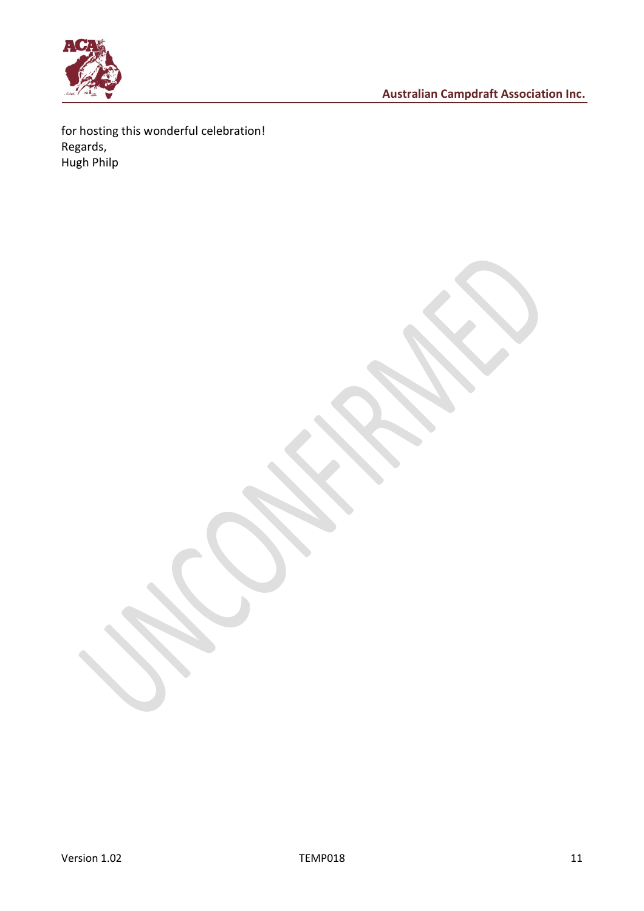for hosting this wonderful celebration!
Regards,
Hugh Philp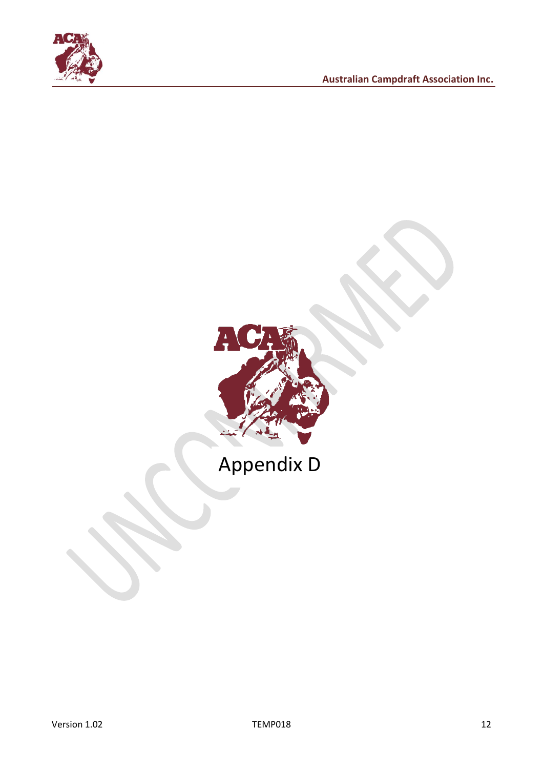# Appendix D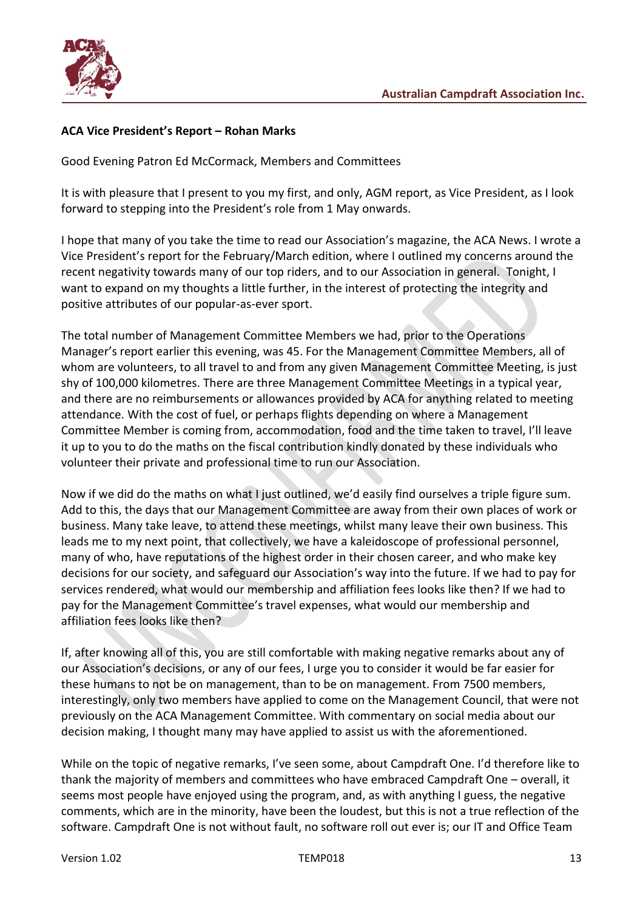**ACA Vice President's Report – Rohan Marks**

Good Evening Patron Ed McCormack, Members and Committees

It is with pleasure that I present to you my first, and only, AGM report, as Vice President, as I look forward to stepping into the President's role from 1 May onwards.

I hope that many of you take the time to read our Association's magazine, the ACA News. I wrote a Vice President's report for the February/March edition, where I outlined my concerns around the recent negativity towards many of our top riders, and to our Association in general. Tonight, I want to expand on my thoughts a little further, in the interest of protecting the integrity and positive attributes of our popular-as-ever sport.

The total number of Management Committee Members we had, prior to the Operations Manager's report earlier this evening, was 45. For the Management Committee Members, all of whom are volunteers, to all travel to and from any given Management Committee Meeting, is just shy of 100,000 kilometres. There are three Management Committee Meetings in a typical year, and there are no reimbursements or allowances provided by ACA for anything related to meeting attendance. With the cost of fuel, or perhaps flights depending on where a Management Committee Member is coming from, accommodation, food and the time taken to travel, I'll leave it up to you to do the maths on the fiscal contribution kindly donated by these individuals who volunteer their private and professional time to run our Association.

Now if we did do the maths on what I just outlined, we'd easily find ourselves a triple figure sum. Add to this, the days that our Management Committee are away from their own places of work or business. Many take leave, to attend these meetings, whilst many leave their own business. This leads me to my next point, that collectively, we have a kaleidoscope of professional personnel, many of who, have reputations of the highest order in their chosen career, and who make key decisions for our society, and safeguard our Association's way into the future. If we had to pay for services rendered, what would our membership and affiliation fees looks like then? If we had to pay for the Management Committee's travel expenses, what would our membership and affiliation fees looks like then?

If, after knowing all of this, you are still comfortable with making negative remarks about any of our Association's decisions, or any of our fees, I urge you to consider it would be far easier for these humans to not be on management, than to be on management. From 7500 members, interestingly, only two members have applied to come on the Management Council, that were not previously on the ACA Management Committee. With commentary on social media about our decision making, I thought many may have applied to assist us with the aforementioned.

While on the topic of negative remarks, I've seen some, about Campdraft One. I'd therefore like to thank the majority of members and committees who have embraced Campdraft One – overall, it seems most people have enjoyed using the program, and, as with anything I guess, the negative comments, which are in the minority, have been the loudest, but this is not a true reflection of the software. Campdraft One is not without fault, no software roll out ever is; our IT and Office Team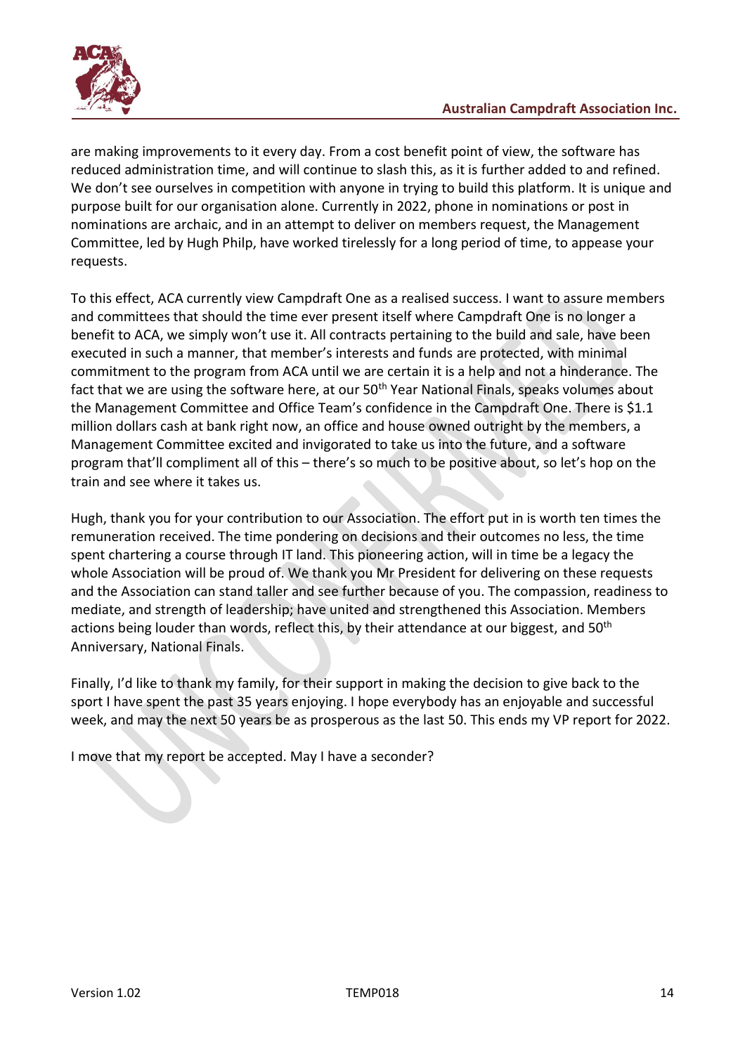are making improvements to it every day. From a cost benefit point of view, the software has reduced administration time, and will continue to slash this, as it is further added to and refined. We don't see ourselves in competition with anyone in trying to build this platform. It is unique and purpose built for our organisation alone. Currently in 2022, phone in nominations or post in nominations are archaic, and in an attempt to deliver on members request, the Management Committee, led by Hugh Philp, have worked tirelessly for a long period of time, to appease your requests.

To this effect, ACA currently view Campdraft One as a realised success. I want to assure members and committees that should the time ever present itself where Campdraft One is no longer a benefit to ACA, we simply won't use it. All contracts pertaining to the build and sale, have been executed in such a manner, that member's interests and funds are protected, with minimal commitment to the program from ACA until we are certain it is a help and not a hinderance. The fact that we are using the software here, at our 50th Year National Finals, speaks volumes about the Management Committee and Office Team's confidence in the Campdraft One. There is $1.1 million dollars cash at bank right now, an office and house owned outright by the members, a Management Committee excited and invigorated to take us into the future, and a software program that'll compliment all of this – there's so much to be positive about, so let's hop on the train and see where it takes us.

Hugh, thank you for your contribution to our Association. The effort put in is worth ten times the remuneration received. The time pondering on decisions and their outcomes no less, the time spent chartering a course through IT land. This pioneering action, will in time be a legacy the whole Association will be proud of. We thank you Mr President for delivering on these requests and the Association can stand taller and see further because of you. The compassion, readiness to mediate, and strength of leadership; have united and strengthened this Association. Members actions being louder than words, reflect this, by their attendance at our biggest, and 50th Anniversary, National Finals.

Finally, I'd like to thank my family, for their support in making the decision to give back to the sport I have spent the past 35 years enjoying. I hope everybody has an enjoyable and successful week, and may the next 50 years be as prosperous as the last 50. This ends my VP report for 2022.

I move that my report be accepted. May I have a seconder?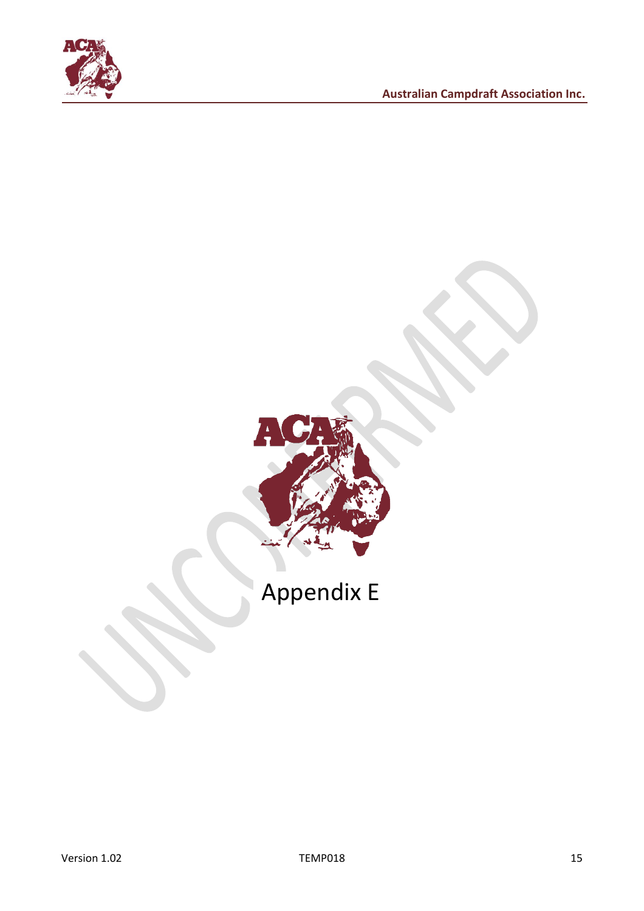# Appendix E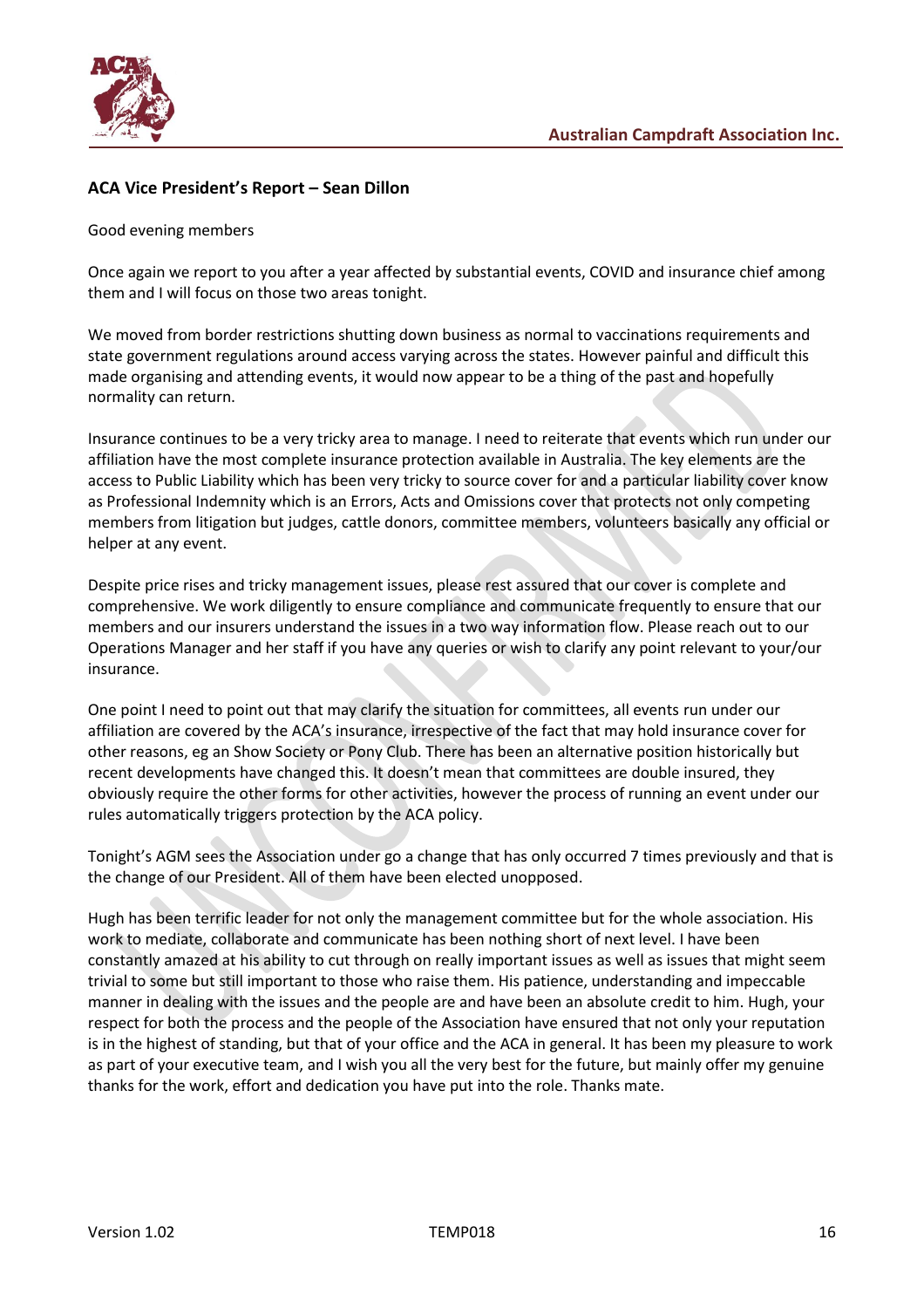### ACA Vice President's Report – Sean Dillon

Good evening members

Once again we report to you after a year affected by substantial events, COVID and insurance chief among them and I will focus on those two areas tonight.

We moved from border restrictions shutting down business as normal to vaccinations requirements and state government regulations around access varying across the states. However painful and difficult this made organising and attending events, it would now appear to be a thing of the past and hopefully normality can return.

Insurance continues to be a very tricky area to manage. I need to reiterate that events which run under our affiliation have the most complete insurance protection available in Australia. The key elements are the access to Public Liability which has been very tricky to source cover for and a particular liability cover know as Professional Indemnity which is an Errors, Acts and Omissions cover that protects not only competing members from litigation but judges, cattle donors, committee members, volunteers basically any official or helper at any event.

Despite price rises and tricky management issues, please rest assured that our cover is complete and comprehensive. We work diligently to ensure compliance and communicate frequently to ensure that our members and our insurers understand the issues in a two way information flow. Please reach out to our Operations Manager and her staff if you have any queries or wish to clarify any point relevant to your/our insurance.

One point I need to point out that may clarify the situation for committees, all events run under our affiliation are covered by the ACA's insurance, irrespective of the fact that may hold insurance cover for other reasons, eg an Show Society or Pony Club. There has been an alternative position historically but recent developments have changed this. It doesn't mean that committees are double insured, they obviously require the other forms for other activities, however the process of running an event under our rules automatically triggers protection by the ACA policy.

Tonight's AGM sees the Association under go a change that has only occurred 7 times previously and that is the change of our President. All of them have been elected unopposed.

Hugh has been terrific leader for not only the management committee but for the whole association. His work to mediate, collaborate and communicate has been nothing short of next level. I have been constantly amazed at his ability to cut through on really important issues as well as issues that might seem trivial to some but still important to those who raise them. His patience, understanding and impeccable manner in dealing with the issues and the people are and have been an absolute credit to him. Hugh, your respect for both the process and the people of the Association have ensured that not only your reputation is in the highest of standing, but that of your office and the ACA in general. It has been my pleasure to work as part of your executive team, and I wish you all the very best for the future, but mainly offer my genuine thanks for the work, effort and dedication you have put into the role. Thanks mate.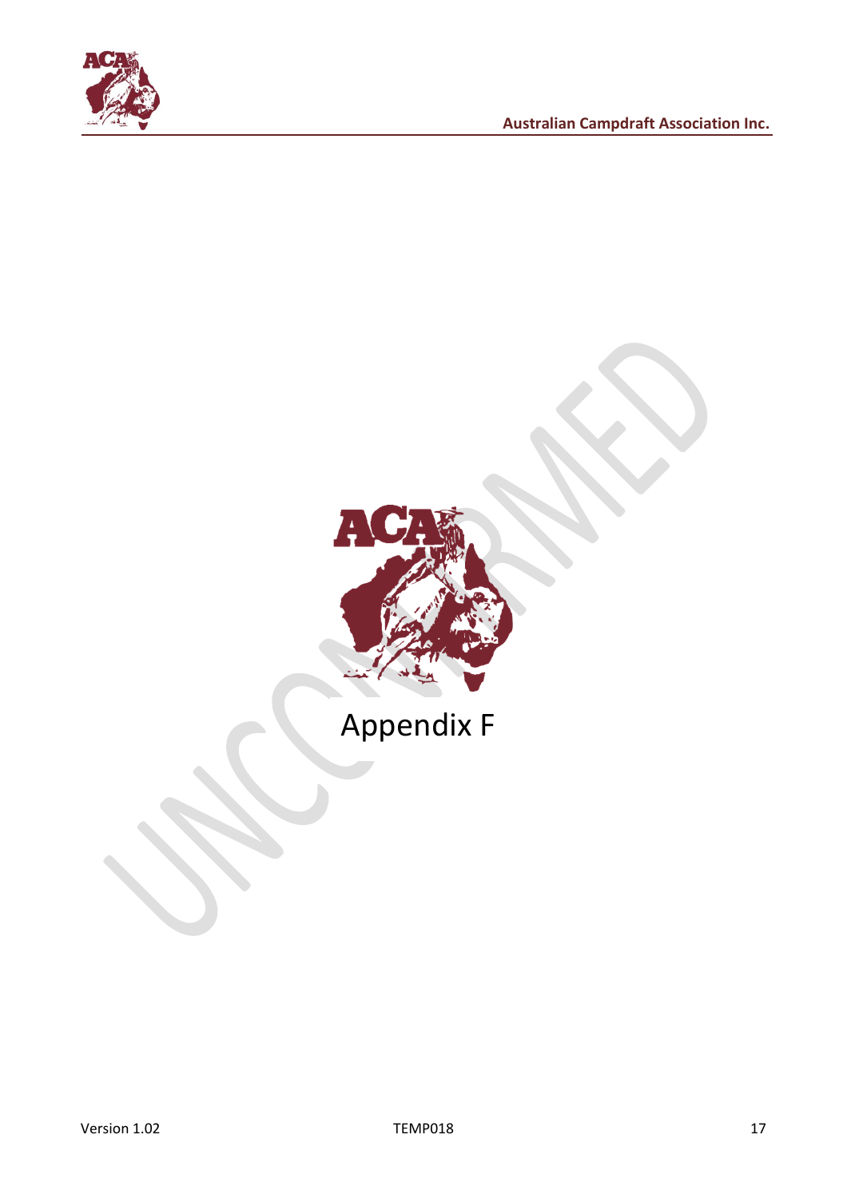# Appendix F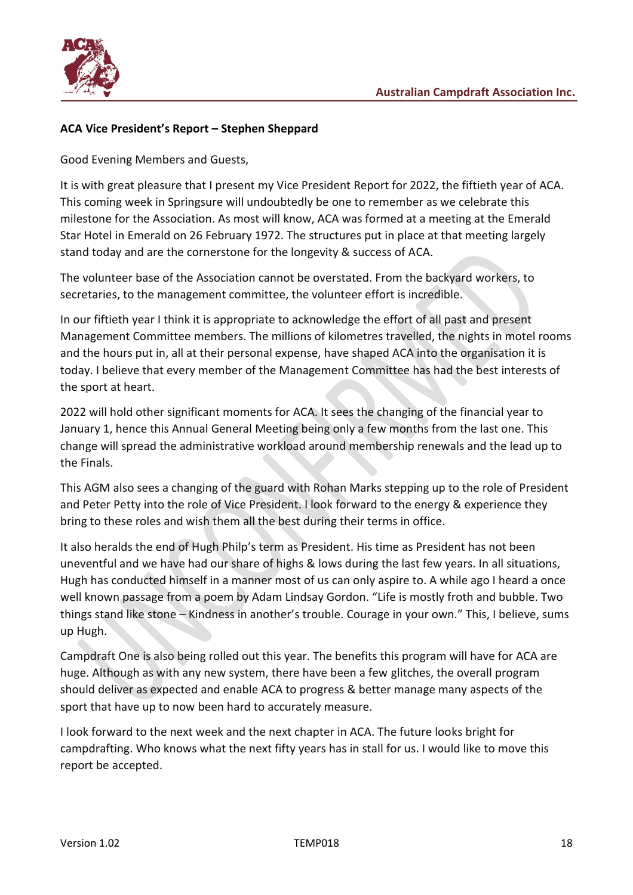**ACA Vice President's Report – Stephen Sheppard**

Good Evening Members and Guests,

It is with great pleasure that I present my Vice President Report for 2022, the fiftieth year of ACA. This coming week in Springsure will undoubtedly be one to remember as we celebrate this milestone for the Association. As most will know, ACA was formed at a meeting at the Emerald Star Hotel in Emerald on 26 February 1972. The structures put in place at that meeting largely stand today and are the cornerstone for the longevity & success of ACA.

The volunteer base of the Association cannot be overstated. From the backyard workers, to secretaries, to the management committee, the volunteer effort is incredible.

In our fiftieth year I think it is appropriate to acknowledge the effort of all past and present Management Committee members. The millions of kilometres travelled, the nights in motel rooms and the hours put in, all at their personal expense, have shaped ACA into the organisation it is today. I believe that every member of the Management Committee has had the best interests of the sport at heart.

2022 will hold other significant moments for ACA. It sees the changing of the financial year to January 1, hence this Annual General Meeting being only a few months from the last one. This change will spread the administrative workload around membership renewals and the lead up to the Finals.

This AGM also sees a changing of the guard with Rohan Marks stepping up to the role of President and Peter Petty into the role of Vice President. I look forward to the energy & experience they bring to these roles and wish them all the best during their terms in office.

It also heralds the end of Hugh Philp's term as President. His time as President has not been uneventful and we have had our share of highs & lows during the last few years. In all situations, Hugh has conducted himself in a manner most of us can only aspire to. A while ago I heard a once well known passage from a poem by Adam Lindsay Gordon. "Life is mostly froth and bubble. Two things stand like stone – Kindness in another's trouble. Courage in your own." This, I believe, sums up Hugh.

Campdraft One is also being rolled out this year. The benefits this program will have for ACA are huge. Although as with any new system, there have been a few glitches, the overall program should deliver as expected and enable ACA to progress & better manage many aspects of the sport that have up to now been hard to accurately measure.

I look forward to the next week and the next chapter in ACA. The future looks bright for campdrafting. Who knows what the next fifty years has in stall for us. I would like to move this report be accepted.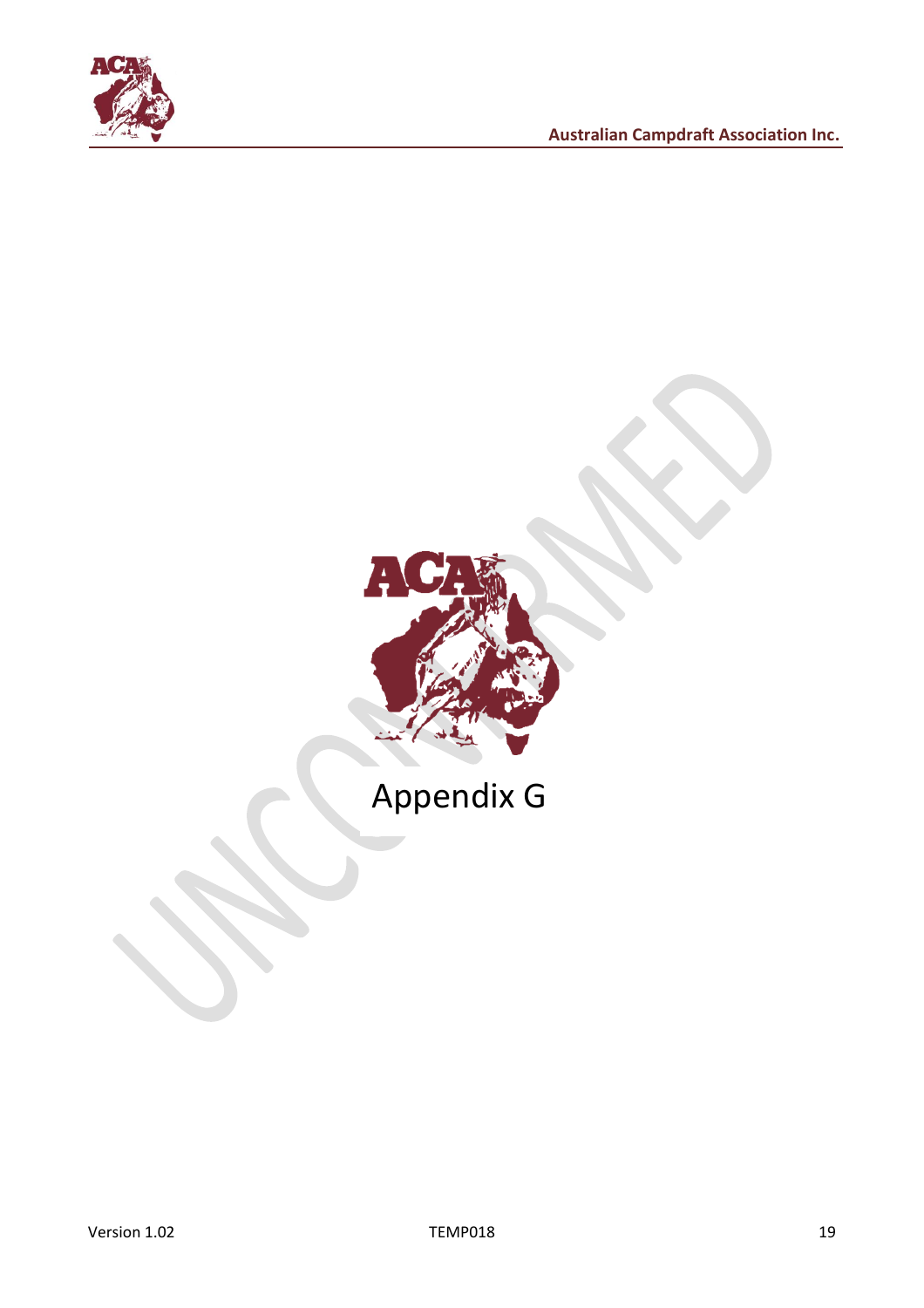# Appendix G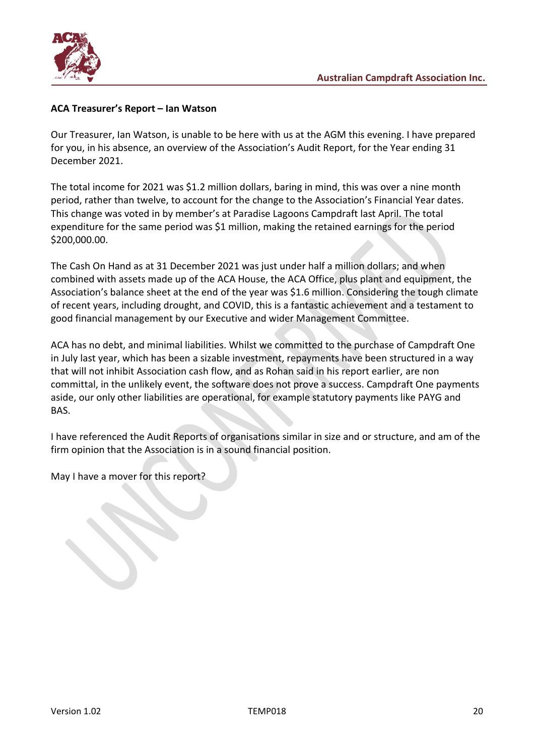**ACA Treasurer's Report – Ian Watson**

Our Treasurer, Ian Watson, is unable to be here with us at the AGM this evening. I have prepared for you, in his absence, an overview of the Association's Audit Report, for the Year ending 31 December 2021.

The total income for 2021 was $1.2 million dollars, baring in mind, this was over a nine month period, rather than twelve, to account for the change to the Association's Financial Year dates. This change was voted in by member's at Paradise Lagoons Campdraft last April. The total expenditure for the same period was $1 million, making the retained earnings for the period $200,000.00.

The Cash On Hand as at 31 December 2021 was just under half a million dollars; and when combined with assets made up of the ACA House, the ACA Office, plus plant and equipment, the Association's balance sheet at the end of the year was $1.6 million. Considering the tough climate of recent years, including drought, and COVID, this is a fantastic achievement and a testament to good financial management by our Executive and wider Management Committee.

ACA has no debt, and minimal liabilities. Whilst we committed to the purchase of Campdraft One in July last year, which has been a sizable investment, repayments have been structured in a way that will not inhibit Association cash flow, and as Rohan said in his report earlier, are non committal, in the unlikely event, the software does not prove a success. Campdraft One payments aside, our only other liabilities are operational, for example statutory payments like PAYG and BAS.

I have referenced the Audit Reports of organisations similar in size and or structure, and am of the firm opinion that the Association is in a sound financial position.

May I have a mover for this report?